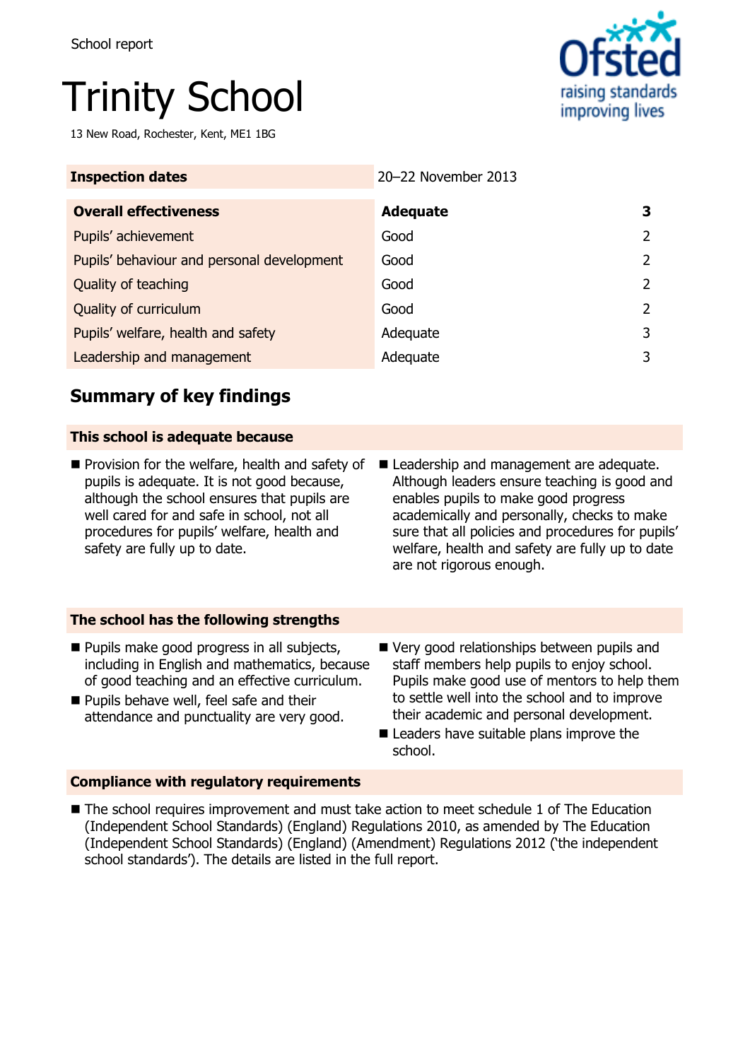School report

# Trinity School

13 New Road, Rochester, Kent, ME1 1BG

| **Inspection dates** | 20–22 November 2013 | |
|---|---|---|
| **Overall effectiveness** | **Adequate** | **3** |
| Pupils' achievement | Good | 2 |
| Pupils' behaviour and personal development | Good | 2 |
| Quality of teaching | Good | 2 |
| Quality of curriculum | Good | 2 |
| Pupils' welfare, health and safety | Adequate | 3 |
| Leadership and management | Adequate | 3 |

## Summary of key findings

### This school is adequate because

- Provision for the welfare, health and safety of pupils is adequate. It is not good because, although the school ensures that pupils are well cared for and safe in school, not all procedures for pupils' welfare, health and safety are fully up to date.
- Leadership and management are adequate. Although leaders ensure teaching is good and enables pupils to make good progress academically and personally, checks to make sure that all policies and procedures for pupils' welfare, health and safety are fully up to date are not rigorous enough.

### The school has the following strengths

- Pupils make good progress in all subjects, including in English and mathematics, because of good teaching and an effective curriculum.
- Pupils behave well, feel safe and their attendance and punctuality are very good.
- Very good relationships between pupils and staff members help pupils to enjoy school. Pupils make good use of mentors to help them to settle well into the school and to improve their academic and personal development.
- Leaders have suitable plans improve the school.

### Compliance with regulatory requirements

- The school requires improvement and must take action to meet schedule 1 of The Education (Independent School Standards) (England) Regulations 2010, as amended by The Education (Independent School Standards) (England) (Amendment) Regulations 2012 ('the independent school standards'). The details are listed in the full report.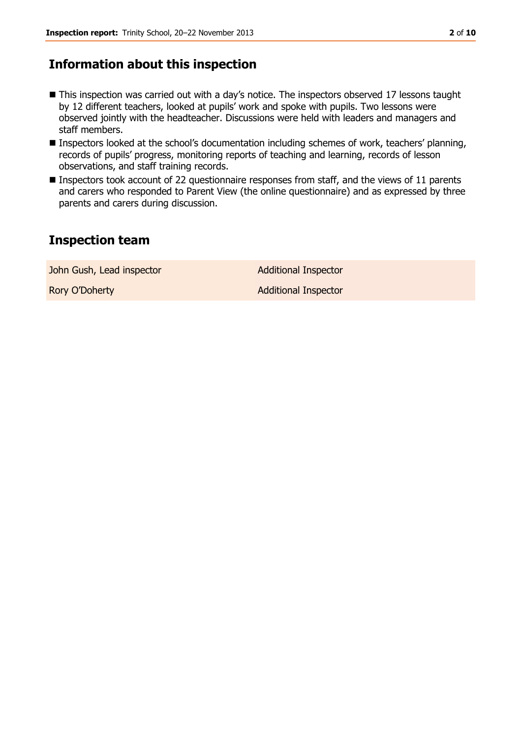## Information about this inspection

- This inspection was carried out with a day's notice. The inspectors observed 17 lessons taught by 12 different teachers, looked at pupils' work and spoke with pupils. Two lessons were observed jointly with the headteacher. Discussions were held with leaders and managers and staff members.
- Inspectors looked at the school's documentation including schemes of work, teachers' planning, records of pupils' progress, monitoring reports of teaching and learning, records of lesson observations, and staff training records.
- Inspectors took account of 22 questionnaire responses from staff, and the views of 11 parents and carers who responded to Parent View (the online questionnaire) and as expressed by three parents and carers during discussion.

## Inspection team

| | |
|---|---|
| John Gush, Lead inspector | Additional Inspector |
| Rory O'Doherty | Additional Inspector |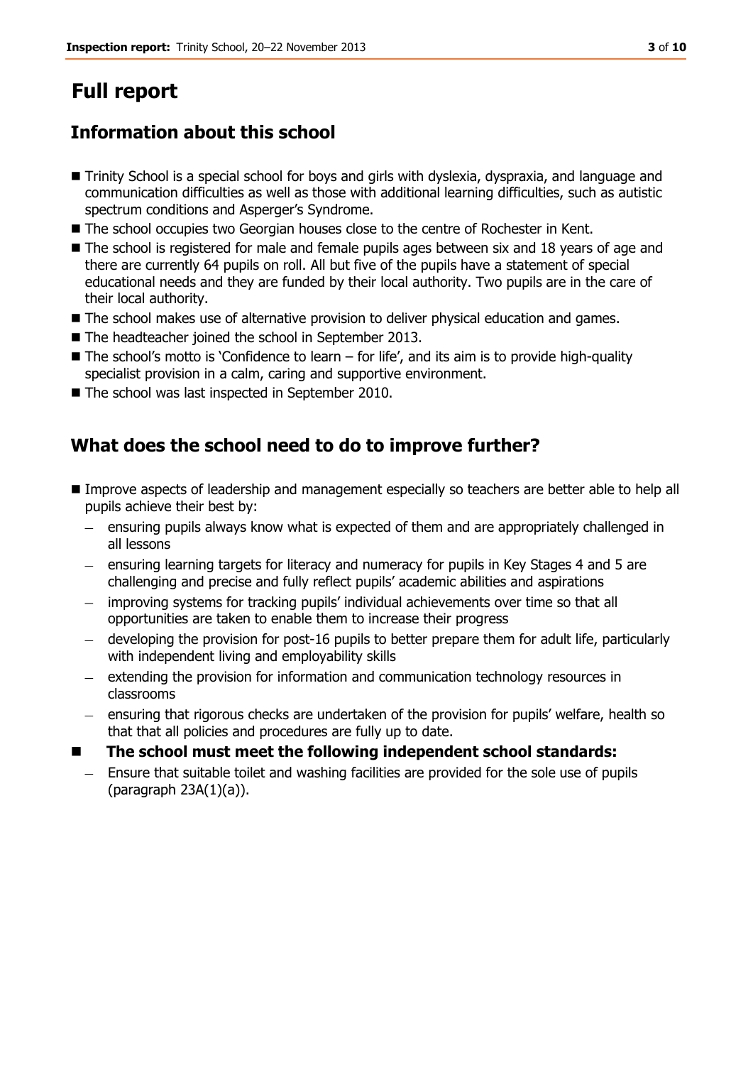# Full report

## Information about this school

- Trinity School is a special school for boys and girls with dyslexia, dyspraxia, and language and communication difficulties as well as those with additional learning difficulties, such as autistic spectrum conditions and Asperger's Syndrome.
- The school occupies two Georgian houses close to the centre of Rochester in Kent.
- The school is registered for male and female pupils ages between six and 18 years of age and there are currently 64 pupils on roll. All but five of the pupils have a statement of special educational needs and they are funded by their local authority. Two pupils are in the care of their local authority.
- The school makes use of alternative provision to deliver physical education and games.
- The headteacher joined the school in September 2013.
- The school's motto is 'Confidence to learn – for life', and its aim is to provide high-quality specialist provision in a calm, caring and supportive environment.
- The school was last inspected in September 2010.

## What does the school need to do to improve further?

- Improve aspects of leadership and management especially so teachers are better able to help all pupils achieve their best by:
  - ensuring pupils always know what is expected of them and are appropriately challenged in all lessons
  - ensuring learning targets for literacy and numeracy for pupils in Key Stages 4 and 5 are challenging and precise and fully reflect pupils' academic abilities and aspirations
  - improving systems for tracking pupils' individual achievements over time so that all opportunities are taken to enable them to increase their progress
  - developing the provision for post-16 pupils to better prepare them for adult life, particularly with independent living and employability skills
  - extending the provision for information and communication technology resources in classrooms
  - ensuring that rigorous checks are undertaken of the provision for pupils' welfare, health so that that all policies and procedures are fully up to date.
- **The school must meet the following independent school standards:**
  - Ensure that suitable toilet and washing facilities are provided for the sole use of pupils (paragraph 23A(1)(a)).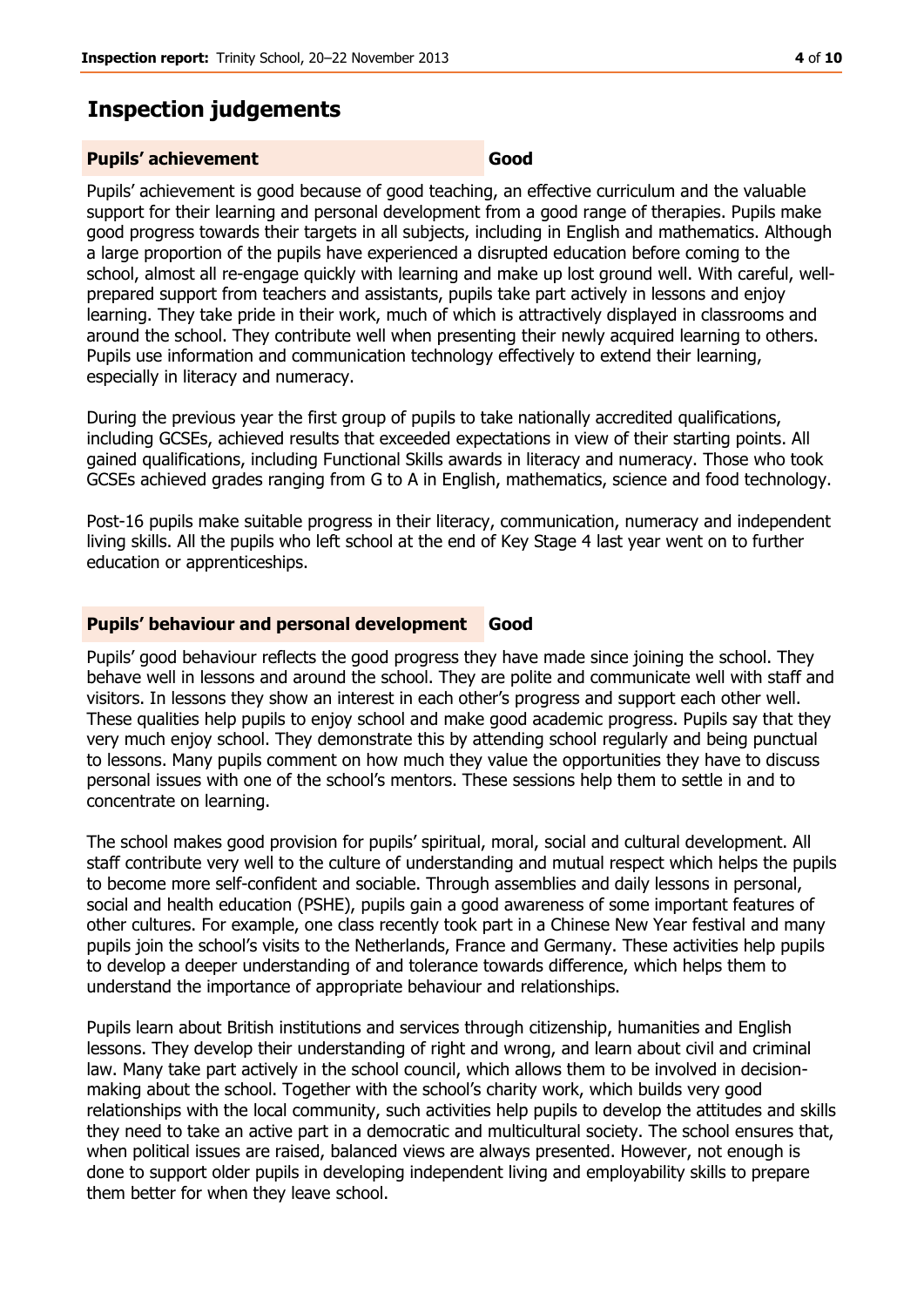# Inspection judgements

**Pupils' achievement** **Good**

Pupils' achievement is good because of good teaching, an effective curriculum and the valuable support for their learning and personal development from a good range of therapies. Pupils make good progress towards their targets in all subjects, including in English and mathematics. Although a large proportion of the pupils have experienced a disrupted education before coming to the school, almost all re-engage quickly with learning and make up lost ground well. With careful, well-prepared support from teachers and assistants, pupils take part actively in lessons and enjoy learning. They take pride in their work, much of which is attractively displayed in classrooms and around the school. They contribute well when presenting their newly acquired learning to others. Pupils use information and communication technology effectively to extend their learning, especially in literacy and numeracy.

During the previous year the first group of pupils to take nationally accredited qualifications, including GCSEs, achieved results that exceeded expectations in view of their starting points. All gained qualifications, including Functional Skills awards in literacy and numeracy. Those who took GCSEs achieved grades ranging from G to A in English, mathematics, science and food technology.

Post-16 pupils make suitable progress in their literacy, communication, numeracy and independent living skills. All the pupils who left school at the end of Key Stage 4 last year went on to further education or apprenticeships.

**Pupils' behaviour and personal development** **Good**

Pupils' good behaviour reflects the good progress they have made since joining the school. They behave well in lessons and around the school. They are polite and communicate well with staff and visitors. In lessons they show an interest in each other's progress and support each other well. These qualities help pupils to enjoy school and make good academic progress. Pupils say that they very much enjoy school. They demonstrate this by attending school regularly and being punctual to lessons. Many pupils comment on how much they value the opportunities they have to discuss personal issues with one of the school's mentors. These sessions help them to settle in and to concentrate on learning.

The school makes good provision for pupils' spiritual, moral, social and cultural development. All staff contribute very well to the culture of understanding and mutual respect which helps the pupils to become more self-confident and sociable. Through assemblies and daily lessons in personal, social and health education (PSHE), pupils gain a good awareness of some important features of other cultures. For example, one class recently took part in a Chinese New Year festival and many pupils join the school's visits to the Netherlands, France and Germany. These activities help pupils to develop a deeper understanding of and tolerance towards difference, which helps them to understand the importance of appropriate behaviour and relationships.

Pupils learn about British institutions and services through citizenship, humanities and English lessons. They develop their understanding of right and wrong, and learn about civil and criminal law. Many take part actively in the school council, which allows them to be involved in decision-making about the school. Together with the school's charity work, which builds very good relationships with the local community, such activities help pupils to develop the attitudes and skills they need to take an active part in a democratic and multicultural society. The school ensures that, when political issues are raised, balanced views are always presented. However, not enough is done to support older pupils in developing independent living and employability skills to prepare them better for when they leave school.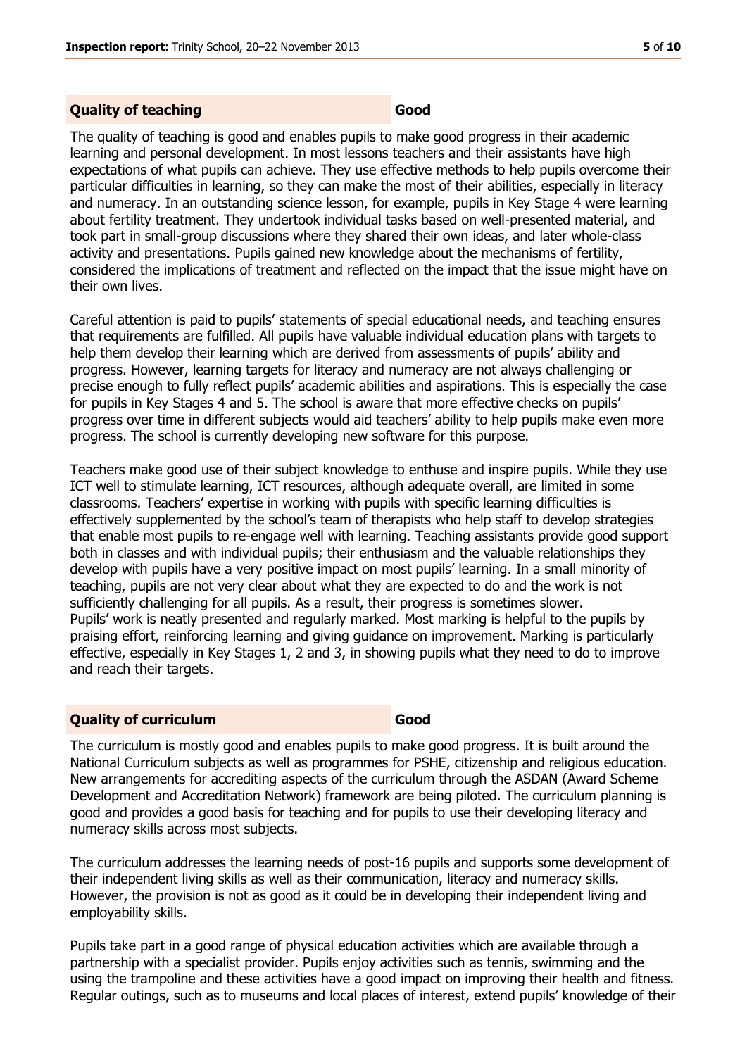## Quality of teaching — Good

The quality of teaching is good and enables pupils to make good progress in their academic learning and personal development. In most lessons teachers and their assistants have high expectations of what pupils can achieve. They use effective methods to help pupils overcome their particular difficulties in learning, so they can make the most of their abilities, especially in literacy and numeracy. In an outstanding science lesson, for example, pupils in Key Stage 4 were learning about fertility treatment. They undertook individual tasks based on well-presented material, and took part in small-group discussions where they shared their own ideas, and later whole-class activity and presentations. Pupils gained new knowledge about the mechanisms of fertility, considered the implications of treatment and reflected on the impact that the issue might have on their own lives.

Careful attention is paid to pupils' statements of special educational needs, and teaching ensures that requirements are fulfilled. All pupils have valuable individual education plans with targets to help them develop their learning which are derived from assessments of pupils' ability and progress. However, learning targets for literacy and numeracy are not always challenging or precise enough to fully reflect pupils' academic abilities and aspirations. This is especially the case for pupils in Key Stages 4 and 5. The school is aware that more effective checks on pupils' progress over time in different subjects would aid teachers' ability to help pupils make even more progress. The school is currently developing new software for this purpose.

Teachers make good use of their subject knowledge to enthuse and inspire pupils. While they use ICT well to stimulate learning, ICT resources, although adequate overall, are limited in some classrooms. Teachers' expertise in working with pupils with specific learning difficulties is effectively supplemented by the school's team of therapists who help staff to develop strategies that enable most pupils to re-engage well with learning. Teaching assistants provide good support both in classes and with individual pupils; their enthusiasm and the valuable relationships they develop with pupils have a very positive impact on most pupils' learning. In a small minority of teaching, pupils are not very clear about what they are expected to do and the work is not sufficiently challenging for all pupils. As a result, their progress is sometimes slower.
Pupils' work is neatly presented and regularly marked. Most marking is helpful to the pupils by praising effort, reinforcing learning and giving guidance on improvement. Marking is particularly effective, especially in Key Stages 1, 2 and 3, in showing pupils what they need to do to improve and reach their targets.

## Quality of curriculum — Good

The curriculum is mostly good and enables pupils to make good progress. It is built around the National Curriculum subjects as well as programmes for PSHE, citizenship and religious education. New arrangements for accrediting aspects of the curriculum through the ASDAN (Award Scheme Development and Accreditation Network) framework are being piloted. The curriculum planning is good and provides a good basis for teaching and for pupils to use their developing literacy and numeracy skills across most subjects.

The curriculum addresses the learning needs of post-16 pupils and supports some development of their independent living skills as well as their communication, literacy and numeracy skills. However, the provision is not as good as it could be in developing their independent living and employability skills.

Pupils take part in a good range of physical education activities which are available through a partnership with a specialist provider. Pupils enjoy activities such as tennis, swimming and the using the trampoline and these activities have a good impact on improving their health and fitness. Regular outings, such as to museums and local places of interest, extend pupils' knowledge of their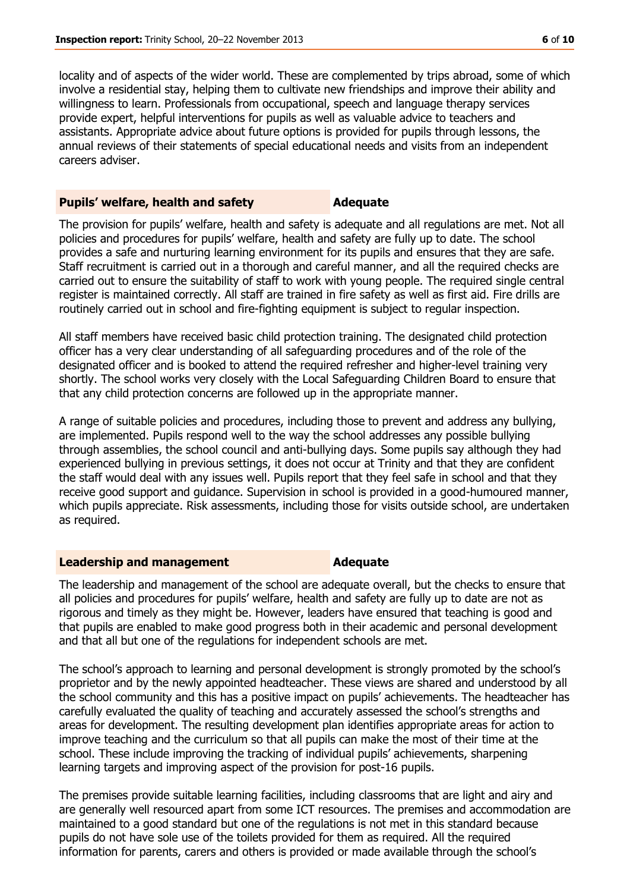locality and of aspects of the wider world. These are complemented by trips abroad, some of which involve a residential stay, helping them to cultivate new friendships and improve their ability and willingness to learn. Professionals from occupational, speech and language therapy services provide expert, helpful interventions for pupils as well as valuable advice to teachers and assistants. Appropriate advice about future options is provided for pupils through lessons, the annual reviews of their statements of special educational needs and visits from an independent careers adviser.

### Pupils' welfare, health and safety — Adequate

The provision for pupils' welfare, health and safety is adequate and all regulations are met. Not all policies and procedures for pupils' welfare, health and safety are fully up to date. The school provides a safe and nurturing learning environment for its pupils and ensures that they are safe. Staff recruitment is carried out in a thorough and careful manner, and all the required checks are carried out to ensure the suitability of staff to work with young people. The required single central register is maintained correctly. All staff are trained in fire safety as well as first aid. Fire drills are routinely carried out in school and fire-fighting equipment is subject to regular inspection.

All staff members have received basic child protection training. The designated child protection officer has a very clear understanding of all safeguarding procedures and of the role of the designated officer and is booked to attend the required refresher and higher-level training very shortly. The school works very closely with the Local Safeguarding Children Board to ensure that that any child protection concerns are followed up in the appropriate manner.

A range of suitable policies and procedures, including those to prevent and address any bullying, are implemented. Pupils respond well to the way the school addresses any possible bullying through assemblies, the school council and anti-bullying days. Some pupils say although they had experienced bullying in previous settings, it does not occur at Trinity and that they are confident the staff would deal with any issues well. Pupils report that they feel safe in school and that they receive good support and guidance. Supervision in school is provided in a good-humoured manner, which pupils appreciate. Risk assessments, including those for visits outside school, are undertaken as required.

### Leadership and management — Adequate

The leadership and management of the school are adequate overall, but the checks to ensure that all policies and procedures for pupils' welfare, health and safety are fully up to date are not as rigorous and timely as they might be. However, leaders have ensured that teaching is good and that pupils are enabled to make good progress both in their academic and personal development and that all but one of the regulations for independent schools are met.

The school's approach to learning and personal development is strongly promoted by the school's proprietor and by the newly appointed headteacher. These views are shared and understood by all the school community and this has a positive impact on pupils' achievements. The headteacher has carefully evaluated the quality of teaching and accurately assessed the school's strengths and areas for development. The resulting development plan identifies appropriate areas for action to improve teaching and the curriculum so that all pupils can make the most of their time at the school. These include improving the tracking of individual pupils' achievements, sharpening learning targets and improving aspect of the provision for post-16 pupils.

The premises provide suitable learning facilities, including classrooms that are light and airy and are generally well resourced apart from some ICT resources. The premises and accommodation are maintained to a good standard but one of the regulations is not met in this standard because pupils do not have sole use of the toilets provided for them as required. All the required information for parents, carers and others is provided or made available through the school's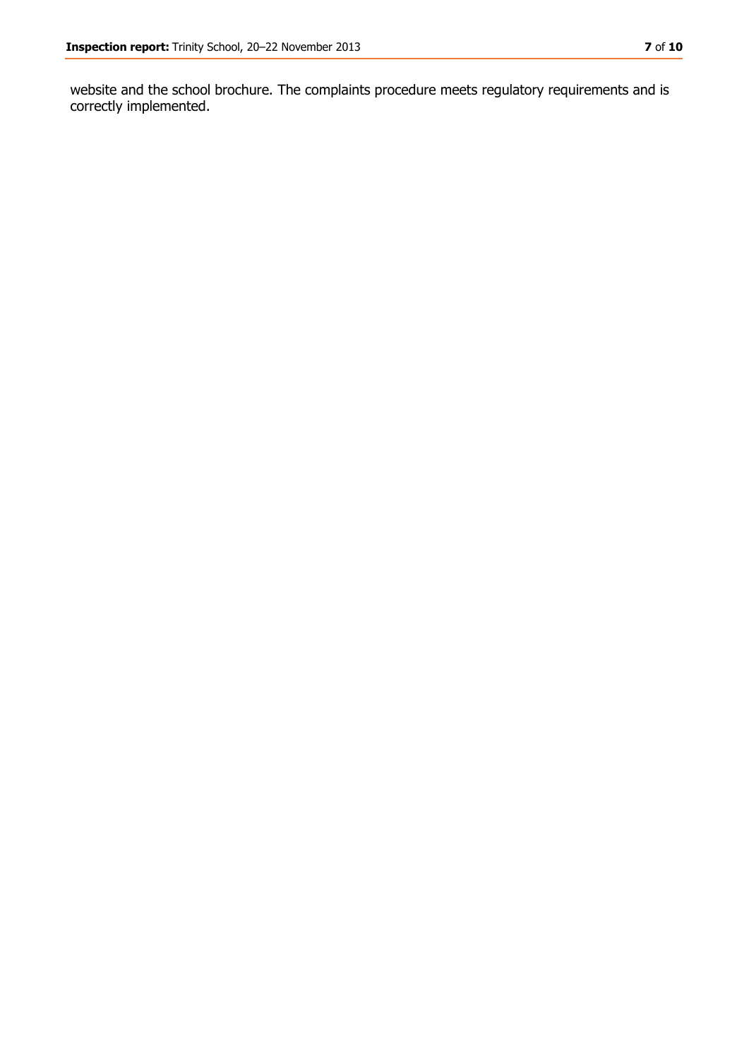website and the school brochure. The complaints procedure meets regulatory requirements and is correctly implemented.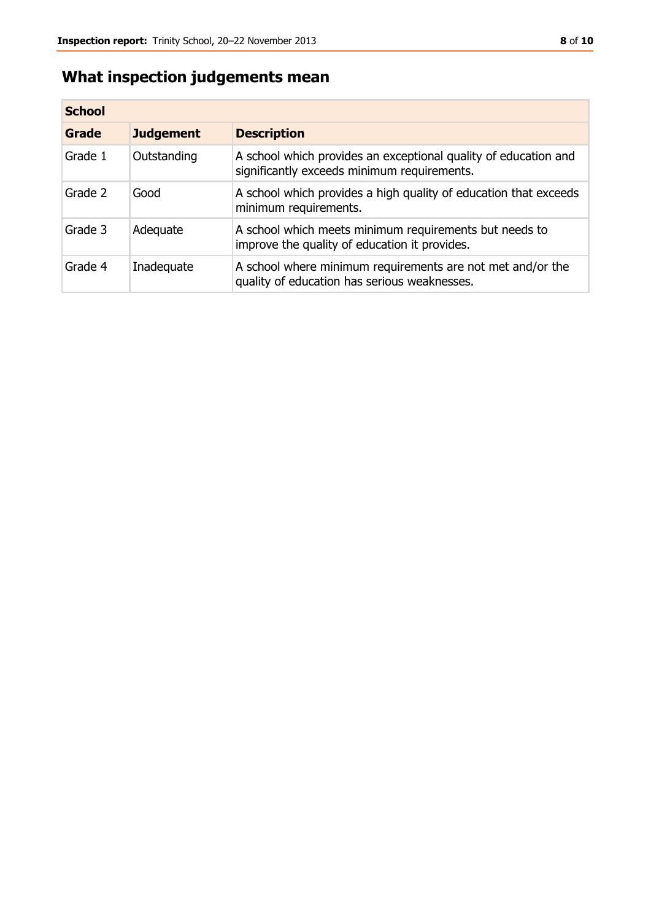# What inspection judgements mean

| School | | |
|---|---|---|
| **Grade** | **Judgement** | **Description** |
| Grade 1 | Outstanding | A school which provides an exceptional quality of education and significantly exceeds minimum requirements. |
| Grade 2 | Good | A school which provides a high quality of education that exceeds minimum requirements. |
| Grade 3 | Adequate | A school which meets minimum requirements but needs to improve the quality of education it provides. |
| Grade 4 | Inadequate | A school where minimum requirements are not met and/or the quality of education has serious weaknesses. |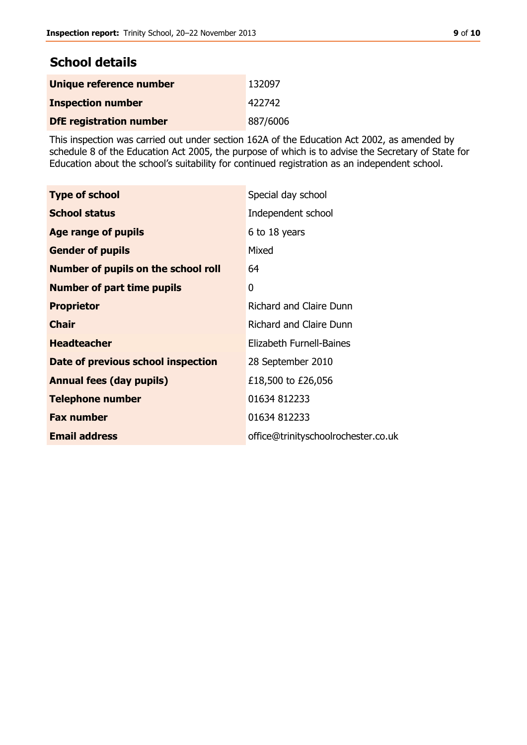## School details

| | |
|---|---|
| **Unique reference number** | 132097 |
| **Inspection number** | 422742 |
| **DfE registration number** | 887/6006 |

This inspection was carried out under section 162A of the Education Act 2002, as amended by schedule 8 of the Education Act 2005, the purpose of which is to advise the Secretary of State for Education about the school's suitability for continued registration as an independent school.

| | |
|---|---|
| **Type of school** | Special day school |
| **School status** | Independent school |
| **Age range of pupils** | 6 to 18 years |
| **Gender of pupils** | Mixed |
| **Number of pupils on the school roll** | 64 |
| **Number of part time pupils** | 0 |
| **Proprietor** | Richard and Claire Dunn |
| **Chair** | Richard and Claire Dunn |
| **Headteacher** | Elizabeth Furnell-Baines |
| **Date of previous school inspection** | 28 September 2010 |
| **Annual fees (day pupils)** | £18,500 to £26,056 |
| **Telephone number** | 01634 812233 |
| **Fax number** | 01634 812233 |
| **Email address** | office@trinityschoolrochester.co.uk |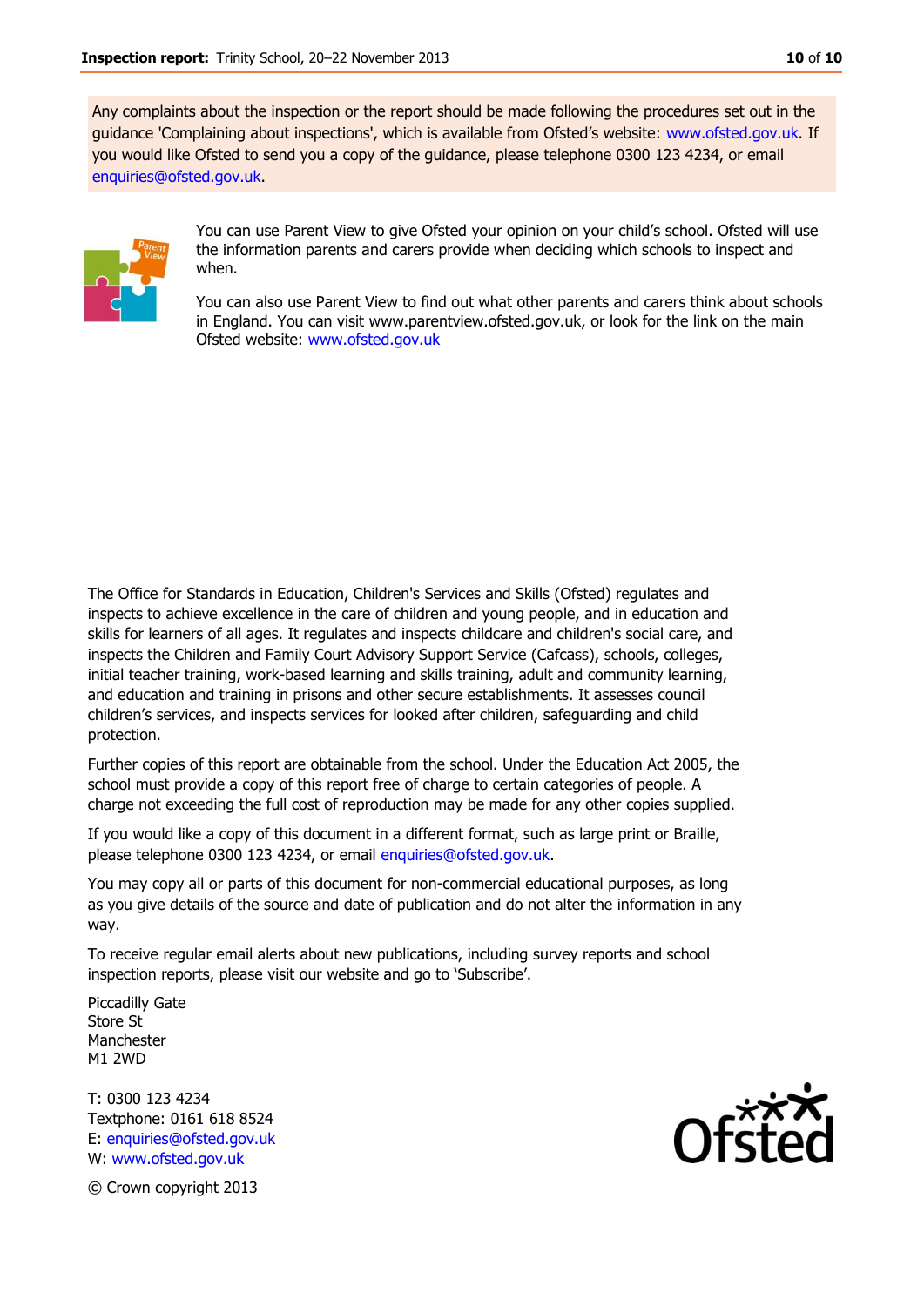Any complaints about the inspection or the report should be made following the procedures set out in the guidance 'Complaining about inspections', which is available from Ofsted's website: www.ofsted.gov.uk. If you would like Ofsted to send you a copy of the guidance, please telephone 0300 123 4234, or email enquiries@ofsted.gov.uk.

You can use Parent View to give Ofsted your opinion on your child's school. Ofsted will use the information parents and carers provide when deciding which schools to inspect and when.

You can also use Parent View to find out what other parents and carers think about schools in England. You can visit www.parentview.ofsted.gov.uk, or look for the link on the main Ofsted website: www.ofsted.gov.uk

The Office for Standards in Education, Children's Services and Skills (Ofsted) regulates and inspects to achieve excellence in the care of children and young people, and in education and skills for learners of all ages. It regulates and inspects childcare and children's social care, and inspects the Children and Family Court Advisory Support Service (Cafcass), schools, colleges, initial teacher training, work-based learning and skills training, adult and community learning, and education and training in prisons and other secure establishments. It assesses council children's services, and inspects services for looked after children, safeguarding and child protection.

Further copies of this report are obtainable from the school. Under the Education Act 2005, the school must provide a copy of this report free of charge to certain categories of people. A charge not exceeding the full cost of reproduction may be made for any other copies supplied.

If you would like a copy of this document in a different format, such as large print or Braille, please telephone 0300 123 4234, or email enquiries@ofsted.gov.uk.

You may copy all or parts of this document for non-commercial educational purposes, as long as you give details of the source and date of publication and do not alter the information in any way.

To receive regular email alerts about new publications, including survey reports and school inspection reports, please visit our website and go to 'Subscribe'.

Piccadilly Gate
Store St
Manchester
M1 2WD

T: 0300 123 4234
Textphone: 0161 618 8524
E: enquiries@ofsted.gov.uk
W: www.ofsted.gov.uk

© Crown copyright 2013